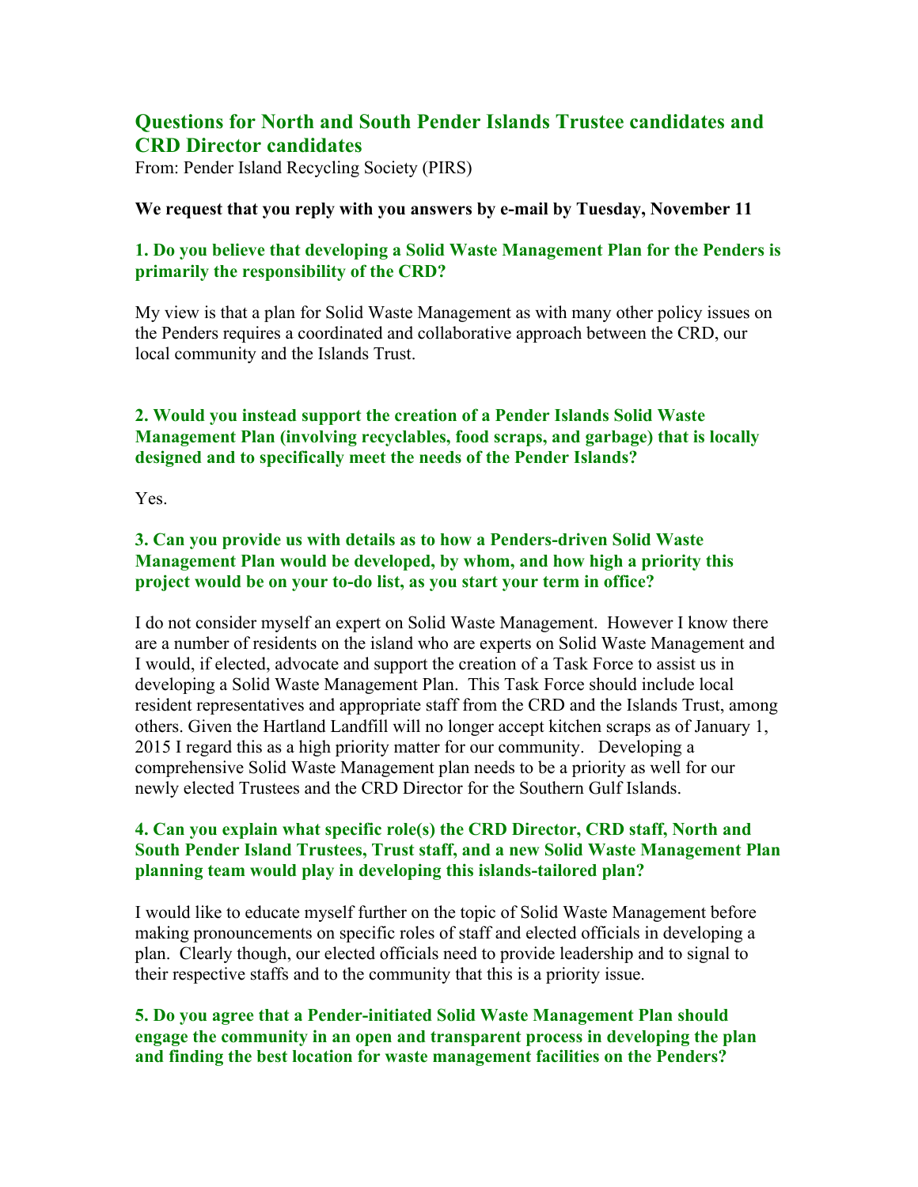## Questions for North and South Pender Islands Trustee candidates and CRD Director candidates

From: Pender Island Recycling Society (PIRS)

**We request that you reply with you answers by e-mail by Tuesday, November 11**

### 1. Do you believe that developing a Solid Waste Management Plan for the Penders is primarily the responsibility of the CRD?

My view is that a plan for Solid Waste Management as with many other policy issues on the Penders requires a coordinated and collaborative approach between the CRD, our local community and the Islands Trust.

### 2. Would you instead support the creation of a Pender Islands Solid Waste Management Plan (involving recyclables, food scraps, and garbage) that is locally designed and to specifically meet the needs of the Pender Islands?

Yes.

### 3. Can you provide us with details as to how a Penders-driven Solid Waste Management Plan would be developed, by whom, and how high a priority this project would be on your to-do list, as you start your term in office?

I do not consider myself an expert on Solid Waste Management. However I know there are a number of residents on the island who are experts on Solid Waste Management and I would, if elected, advocate and support the creation of a Task Force to assist us in developing a Solid Waste Management Plan. This Task Force should include local resident representatives and appropriate staff from the CRD and the Islands Trust, among others. Given the Hartland Landfill will no longer accept kitchen scraps as of January 1, 2015 I regard this as a high priority matter for our community. Developing a comprehensive Solid Waste Management plan needs to be a priority as well for our newly elected Trustees and the CRD Director for the Southern Gulf Islands.

### 4. Can you explain what specific role(s) the CRD Director, CRD staff, North and South Pender Island Trustees, Trust staff, and a new Solid Waste Management Plan planning team would play in developing this islands-tailored plan?

I would like to educate myself further on the topic of Solid Waste Management before making pronouncements on specific roles of staff and elected officials in developing a plan. Clearly though, our elected officials need to provide leadership and to signal to their respective staffs and to the community that this is a priority issue.

### 5. Do you agree that a Pender-initiated Solid Waste Management Plan should engage the community in an open and transparent process in developing the plan and finding the best location for waste management facilities on the Penders?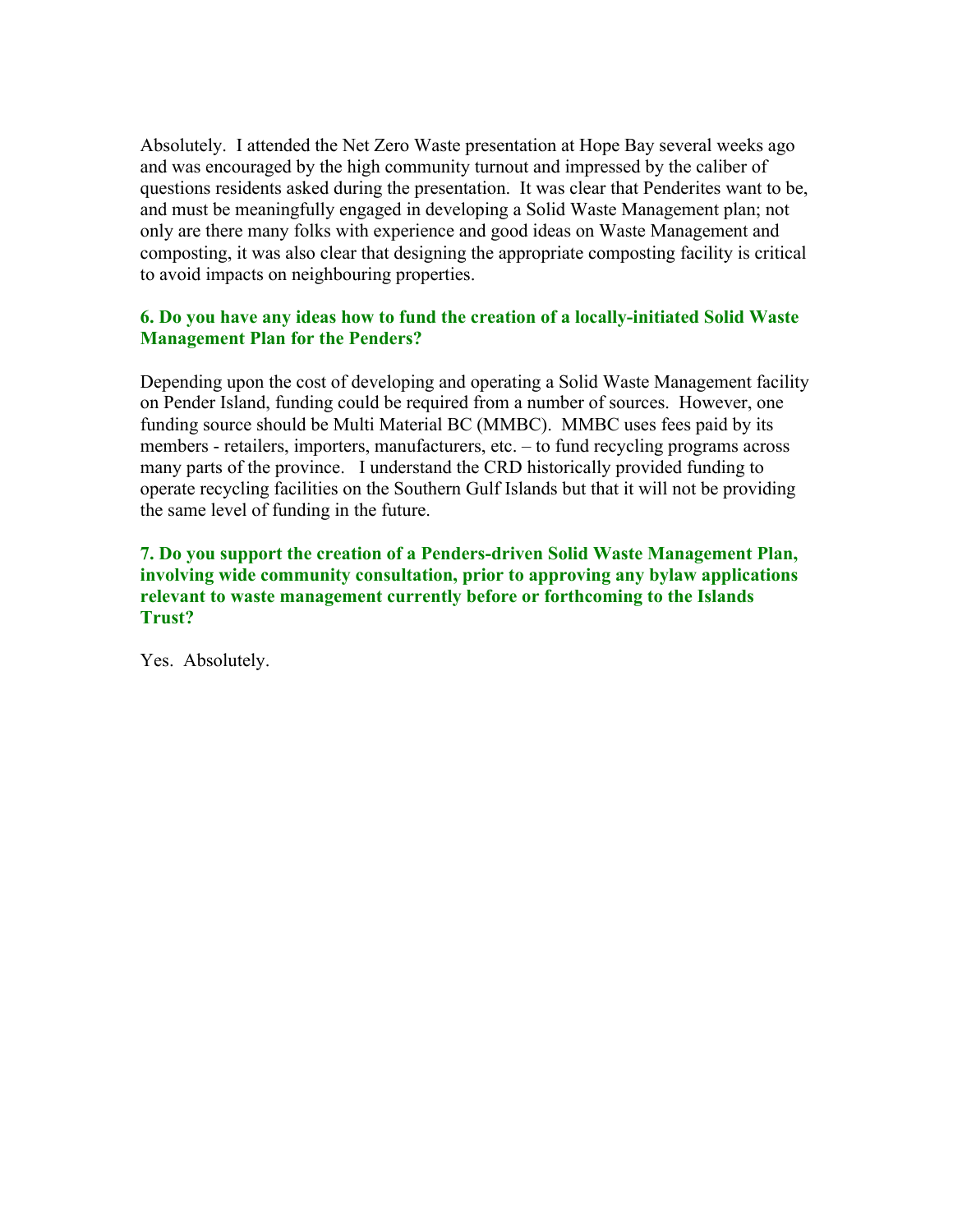Absolutely. I attended the Net Zero Waste presentation at Hope Bay several weeks ago and was encouraged by the high community turnout and impressed by the caliber of questions residents asked during the presentation. It was clear that Penderites want to be, and must be meaningfully engaged in developing a Solid Waste Management plan; not only are there many folks with experience and good ideas on Waste Management and composting, it was also clear that designing the appropriate composting facility is critical to avoid impacts on neighbouring properties.

**6. Do you have any ideas how to fund the creation of a locally-initiated Solid Waste Management Plan for the Penders?**

Depending upon the cost of developing and operating a Solid Waste Management facility on Pender Island, funding could be required from a number of sources. However, one funding source should be Multi Material BC (MMBC). MMBC uses fees paid by its members - retailers, importers, manufacturers, etc. – to fund recycling programs across many parts of the province. I understand the CRD historically provided funding to operate recycling facilities on the Southern Gulf Islands but that it will not be providing the same level of funding in the future.

**7. Do you support the creation of a Penders-driven Solid Waste Management Plan, involving wide community consultation, prior to approving any bylaw applications relevant to waste management currently before or forthcoming to the Islands Trust?**

Yes. Absolutely.